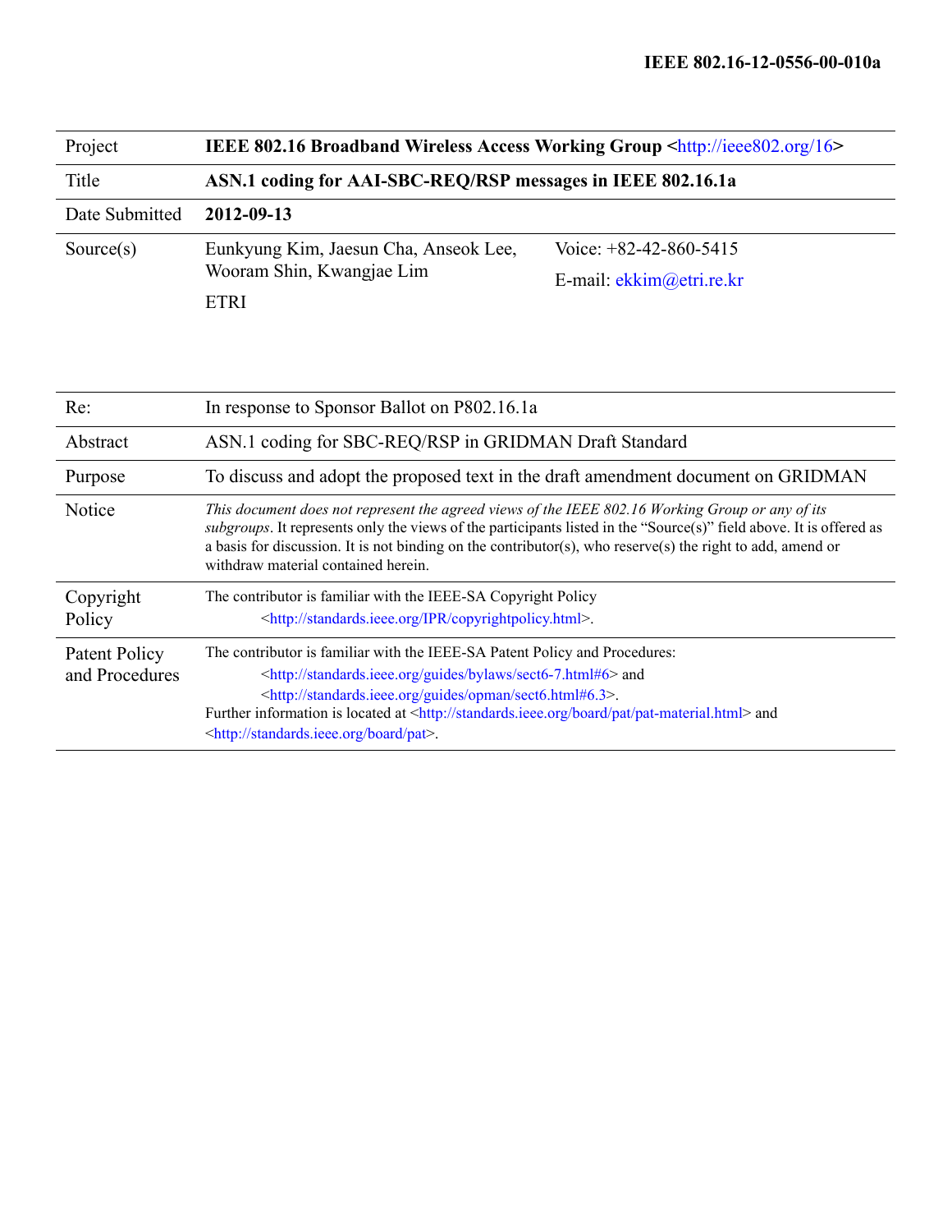**IEEE 802.16-12-0556-00-010a**

| | | |
|---|---|---|
| Project | **IEEE 802.16 Broadband Wireless Access Working Group <http://ieee802.org/16>** | |
| Title | **ASN.1 coding for AAI-SBC-REQ/RSP messages in IEEE 802.16.1a** | |
| Date Submitted | **2012-09-13** | |
| Source(s) | Eunkyung Kim, Jaesun Cha, Anseok Lee, Wooram Shin, Kwangjae Lim<br><br>ETRI | Voice: +82-42-860-5415<br><br>E-mail: ekkim@etri.re.kr |

| | |
|---|---|
| Re: | In response to Sponsor Ballot on P802.16.1a |
| Abstract | ASN.1 coding for SBC-REQ/RSP in GRIDMAN Draft Standard |
| Purpose | To discuss and adopt the proposed text in the draft amendment document on GRIDMAN |
| Notice | *This document does not represent the agreed views of the IEEE 802.16 Working Group or any of its subgroups*. It represents only the views of the participants listed in the "Source(s)" field above. It is offered as a basis for discussion. It is not binding on the contributor(s), who reserve(s) the right to add, amend or withdraw material contained herein. |
| Copyright Policy | The contributor is familiar with the IEEE-SA Copyright Policy <http://standards.ieee.org/IPR/copyrightpolicy.html>. |
| Patent Policy and Procedures | The contributor is familiar with the IEEE-SA Patent Policy and Procedures: <http://standards.ieee.org/guides/bylaws/sect6-7.html#6> and <http://standards.ieee.org/guides/opman/sect6.html#6.3>.<br>Further information is located at <http://standards.ieee.org/board/pat/pat-material.html> and <http://standards.ieee.org/board/pat>. |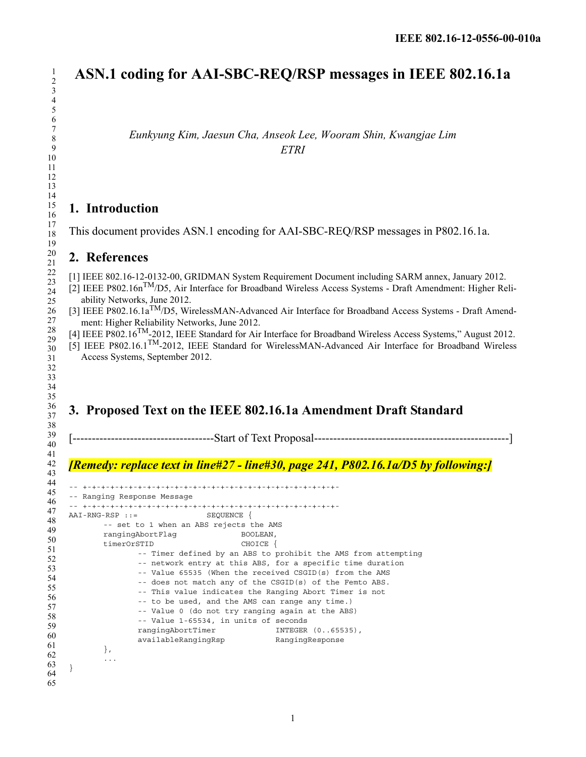# ASN.1 coding for AAI-SBC-REQ/RSP messages in IEEE 802.16.1a

*Eunkyung Kim, Jaesun Cha, Anseok Lee, Wooram Shin, Kwangjae Lim*
*ETRI*

## 1. Introduction

This document provides ASN.1 encoding for AAI-SBC-REQ/RSP messages in P802.16.1a.

## 2. References

[1] IEEE 802.16-12-0132-00, GRIDMAN System Requirement Document including SARM annex, January 2012.
[2] IEEE P802.16n™/D5, Air Interface for Broadband Wireless Access Systems - Draft Amendment: Higher Reliability Networks, June 2012.
[3] IEEE P802.16.1a™/D5, WirelessMAN-Advanced Air Interface for Broadband Access Systems - Draft Amendment: Higher Reliability Networks, June 2012.
[4] IEEE P802.16™-2012, IEEE Standard for Air Interface for Broadband Wireless Access Systems," August 2012.
[5] IEEE P802.16.1™-2012, IEEE Standard for WirelessMAN-Advanced Air Interface for Broadband Wireless Access Systems, September 2012.

## 3. Proposed Text on the IEEE 802.16.1a Amendment Draft Standard

[-------------------------------------Start of Text Proposal---------------------------------------------------]

***[Remedy: replace text in line#27 - line#30, page 241, P802.16.1a/D5 by following:]***

```
-- +-+-+-+-+-+-+-+-+-+-+-+-+-+-+-+-+-+-+-+-+-+-+-+-+-+-+-+-+-
-- Ranging Response Message
-- +-+-+-+-+-+-+-+-+-+-+-+-+-+-+-+-+-+-+-+-+-+-+-+-+-+-+-+-+-
AAI-RNG-RSP ::=             SEQUENCE {
       -- set to 1 when an ABS rejects the AMS
       rangingAbortFlag              BOOLEAN,
       timerOrSTID                   CHOICE {
              -- Timer defined by an ABS to prohibit the AMS from attempting
              -- network entry at this ABS, for a specific time duration
              -- Value 65535 (When the received CSGID(s) from the AMS
              -- does not match any of the CSGID(s) of the Femto ABS.
              -- This value indicates the Ranging Abort Timer is not
              -- to be used, and the AMS can range any time.)
              -- Value 0 (do not try ranging again at the ABS)
              -- Value 1-65534, in units of seconds
              rangingAbortTimer             INTEGER (0..65535),
              availableRangingRsp           RangingResponse
       },
       ...
}
```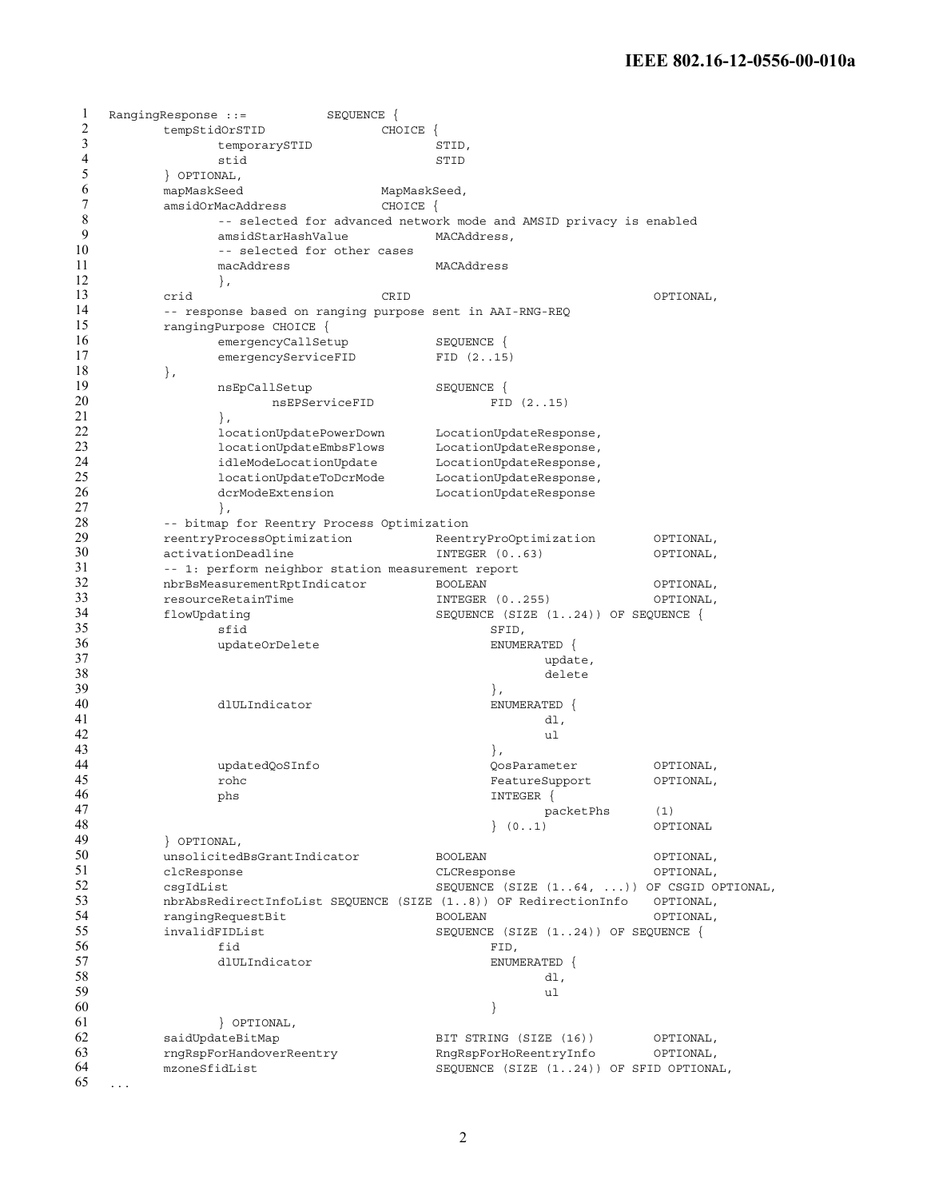```
RangingResponse ::=          SEQUENCE {
        tempStidOrSTID               CHOICE {
                temporarySTID                STID,
                stid                         STID
        } OPTIONAL,
        mapMaskSeed                  MapMaskSeed,
        amsidOrMacAddress            CHOICE {
                -- selected for advanced network mode and AMSID privacy is enabled
                amsidStarHashValue           MACAddress,
                -- selected for other cases
                macAddress                   MACAddress
                },
        crid                         CRID                              OPTIONAL,
        -- response based on ranging purpose sent in AAI-RNG-REQ
        rangingPurpose CHOICE {
                emergencyCallSetup           SEQUENCE {
                emergencyServiceFID          FID (2..15)
        },
                nsEpCallSetup                SEQUENCE {
                        nsEPServiceFID               FID (2..15)
                },
                locationUpdatePowerDown      LocationUpdateResponse,
                locationUpdateEmbsFlows      LocationUpdateResponse,
                idleModeLocationUpdate       LocationUpdateResponse,
                locationUpdateToDcrMode      LocationUpdateResponse,
                dcrModeExtension             LocationUpdateResponse
                },
        -- bitmap for Reentry Process Optimization
        reentryProcessOptimization           ReentryProOptimization        OPTIONAL,
        activationDeadline                   INTEGER (0..63)               OPTIONAL,
        -- 1: perform neighbor station measurement report
        nbrBsMeasurementRptIndicator         BOOLEAN                       OPTIONAL,
        resourceRetainTime                   INTEGER (0..255)              OPTIONAL,
        flowUpdating                         SEQUENCE (SIZE (1..24)) OF SEQUENCE {
                sfid                                 SFID,
                updateOrDelete                       ENUMERATED {
                                                             update,
                                                             delete
                                                     },
                dlULIndicator                        ENUMERATED {
                                                             dl,
                                                             ul
                                                     },
                updatedQoSInfo                       QosParameter          OPTIONAL,
                rohc                                 FeatureSupport        OPTIONAL,
                phs                                  INTEGER {
                                                             packetPhs     (1)
                                                     } (0..1)              OPTIONAL
        } OPTIONAL,
        unsolicitedBsGrantIndicator          BOOLEAN                       OPTIONAL,
        clcResponse                          CLCResponse                   OPTIONAL,
        csgIdList                            SEQUENCE (SIZE (1..64, ...)) OF CSGID OPTIONAL,
        nbrAbsRedirectInfoList SEQUENCE (SIZE (1..8)) OF RedirectionInfo   OPTIONAL,
        rangingRequestBit                    BOOLEAN                       OPTIONAL,
        invalidFIDList                       SEQUENCE (SIZE (1..24)) OF SEQUENCE {
                fid                                  FID,
                dlULIndicator                        ENUMERATED {
                                                             dl,
                                                             ul
                                                     }
                } OPTIONAL,
        saidUpdateBitMap                     BIT STRING (SIZE (16))        OPTIONAL,
        rngRspForHandoverReentry             RngRspForHoReentryInfo        OPTIONAL,
        mzoneSfidList                        SEQUENCE (SIZE (1..24)) OF SFID OPTIONAL,
...
```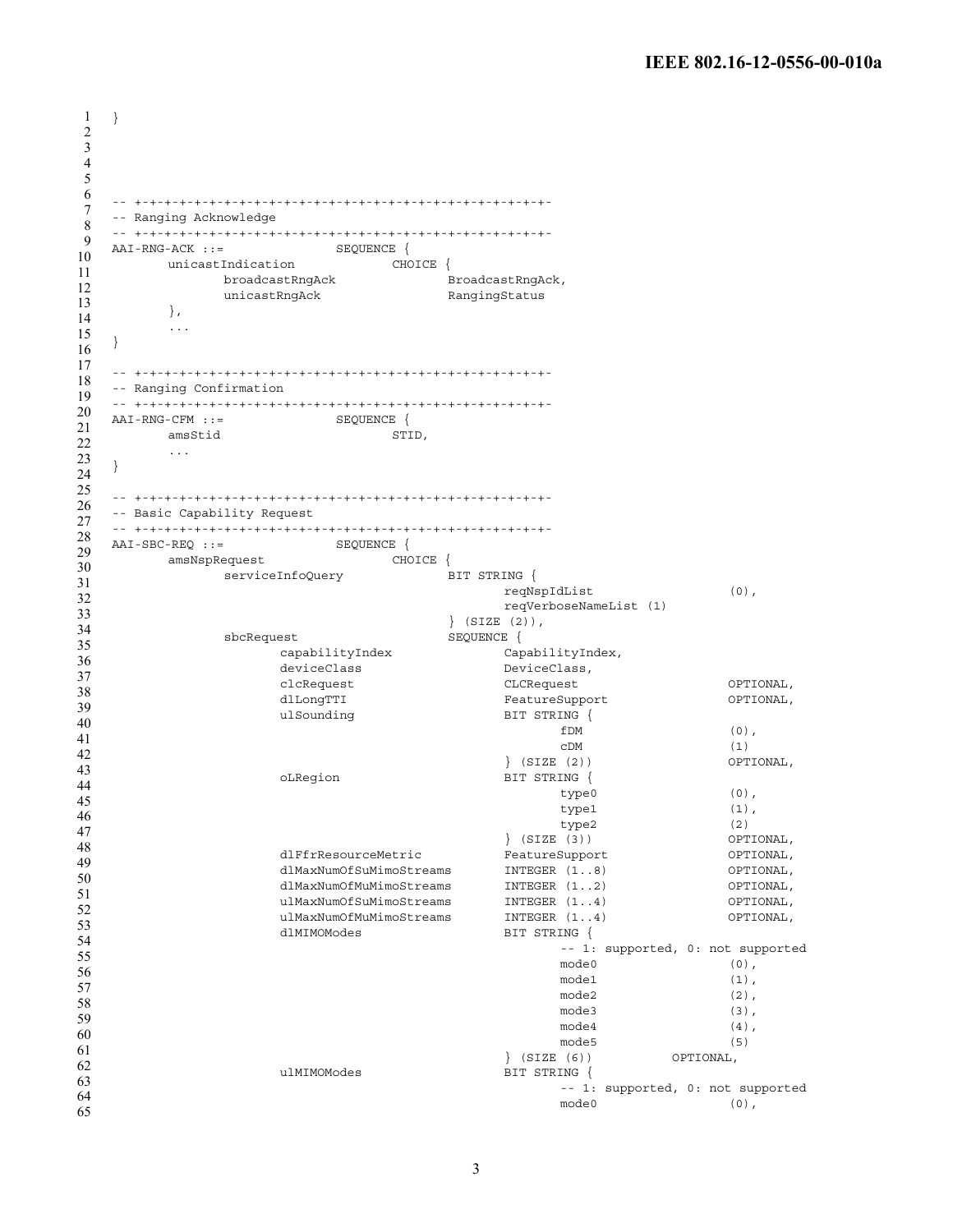```
}




-- +-+-+-+-+-+-+-+-+-+-+-+-+-+-+-+-+-+-+-+-+-+-+-+-+-+-+-+-+-
-- Ranging Acknowledge
-- +-+-+-+-+-+-+-+-+-+-+-+-+-+-+-+-+-+-+-+-+-+-+-+-+-+-+-+-+-
AAI-RNG-ACK ::=             SEQUENCE {
      unicastIndication           CHOICE {
            broadcastRngAck             BroadcastRngAck,
            unicastRngAck               RangingStatus
      },
      ...
}

-- +-+-+-+-+-+-+-+-+-+-+-+-+-+-+-+-+-+-+-+-+-+-+-+-+-+-+-+-+-
-- Ranging Confirmation
-- +-+-+-+-+-+-+-+-+-+-+-+-+-+-+-+-+-+-+-+-+-+-+-+-+-+-+-+-+-
AAI-RNG-CFM ::=             SEQUENCE {
      amsStid                     STID,
      ...
}

-- +-+-+-+-+-+-+-+-+-+-+-+-+-+-+-+-+-+-+-+-+-+-+-+-+-+-+-+-+-
-- Basic Capability Request
-- +-+-+-+-+-+-+-+-+-+-+-+-+-+-+-+-+-+-+-+-+-+-+-+-+-+-+-+-+-
AAI-SBC-REQ ::=             SEQUENCE {
      amsNspRequest               CHOICE {
            serviceInfoQuery            BIT STRING {
                                              reqNspIdList                (0),
                                              reqVerboseNameList (1)
                                        } (SIZE (2)),
            sbcRequest                  SEQUENCE {
                  capabilityIndex             CapabilityIndex,
                  deviceClass                 DeviceClass,
                  clcRequest                  CLCRequest                  OPTIONAL,
                  dlLongTTI                   FeatureSupport              OPTIONAL,
                  ulSounding                  BIT STRING {
                                                    fDM                   (0),
                                                    cDM                   (1)
                                              } (SIZE (2))                OPTIONAL,
                  oLRegion                    BIT STRING {
                                                    type0                 (0),
                                                    type1                 (1),
                                                    type2                 (2)
                                              } (SIZE (3))                OPTIONAL,
                  dlFfrResourceMetric         FeatureSupport              OPTIONAL,
                  dlMaxNumOfSuMimoStreams     INTEGER (1..8)              OPTIONAL,
                  dlMaxNumOfMuMimoStreams     INTEGER (1..2)              OPTIONAL,
                  ulMaxNumOfSuMimoStreams     INTEGER (1..4)              OPTIONAL,
                  ulMaxNumOfMuMimoStreams     INTEGER (1..4)              OPTIONAL,
                  dlMIMOModes                 BIT STRING {
                                                    -- 1: supported, 0: not supported
                                                    mode0                 (0),
                                                    mode1                 (1),
                                                    mode2                 (2),
                                                    mode3                 (3),
                                                    mode4                 (4),
                                                    mode5                 (5)
                                              } (SIZE (6))          OPTIONAL,
                  ulMIMOModes                 BIT STRING {
                                                    -- 1: supported, 0: not supported
                                                    mode0                 (0),
```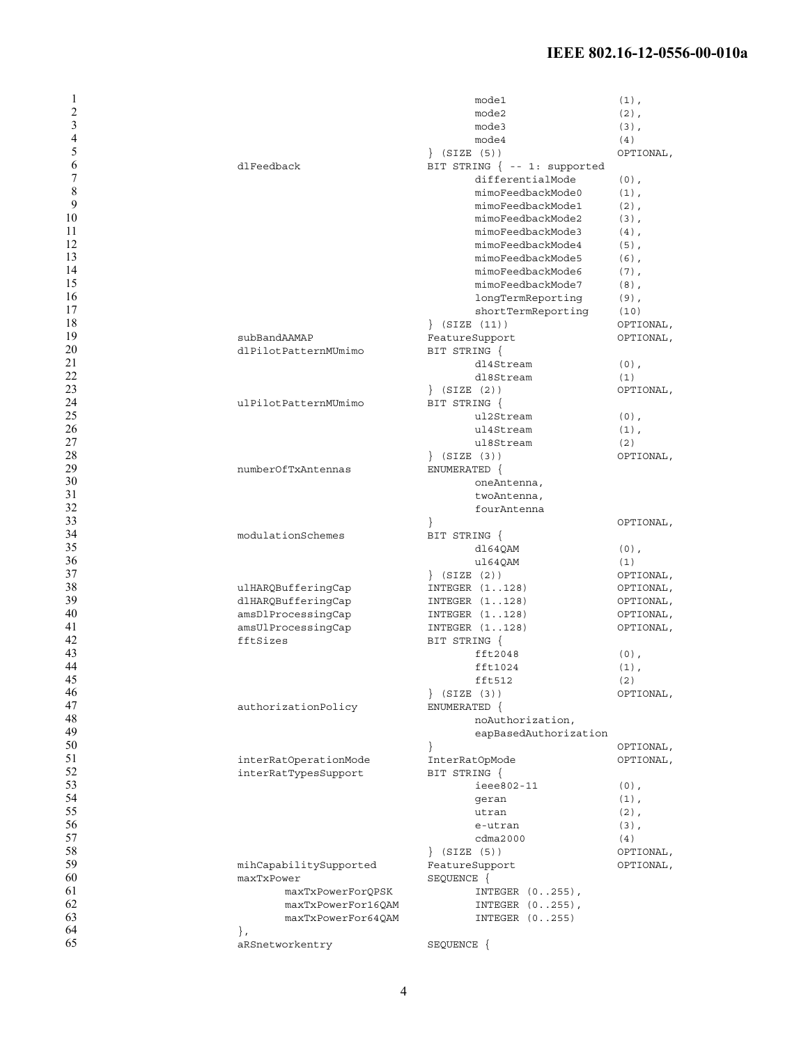```
                                          mode1                 (1),
                                          mode2                 (2),
                                          mode3                 (3),
                                          mode4                 (4)
                                   } (SIZE (5))                 OPTIONAL,
        dlFeedback                 BIT STRING { -- 1: supported
                                          differentialMode      (0),
                                          mimoFeedbackMode0     (1),
                                          mimoFeedbackMode1     (2),
                                          mimoFeedbackMode2     (3),
                                          mimoFeedbackMode3     (4),
                                          mimoFeedbackMode4     (5),
                                          mimoFeedbackMode5     (6),
                                          mimoFeedbackMode6     (7),
                                          mimoFeedbackMode7     (8),
                                          longTermReporting     (9),
                                          shortTermReporting    (10)
                                   } (SIZE (11))                OPTIONAL,
        subBandAAMAP               FeatureSupport               OPTIONAL,
        dlPilotPatternMUmimo       BIT STRING {
                                          dl4Stream             (0),
                                          dl8Stream             (1)
                                   } (SIZE (2))                 OPTIONAL,
        ulPilotPatternMUmimo       BIT STRING {
                                          ul2Stream             (0),
                                          ul4Stream             (1),
                                          ul8Stream             (2)
                                   } (SIZE (3))                 OPTIONAL,
        numberOfTxAntennas         ENUMERATED {
                                          oneAntenna,
                                          twoAntenna,
                                          fourAntenna
                                   }                            OPTIONAL,
        modulationSchemes          BIT STRING {
                                          dl64QAM               (0),
                                          ul64QAM               (1)
                                   } (SIZE (2))                 OPTIONAL,
        ulHARQBufferingCap         INTEGER (1..128)             OPTIONAL,
        dlHARQBufferingCap         INTEGER (1..128)             OPTIONAL,
        amsDlProcessingCap         INTEGER (1..128)             OPTIONAL,
        amsUlProcessingCap         INTEGER (1..128)             OPTIONAL,
        fftSizes                   BIT STRING {
                                          fft2048               (0),
                                          fft1024               (1),
                                          fft512                (2)
                                   } (SIZE (3))                 OPTIONAL,
        authorizationPolicy        ENUMERATED {
                                          noAuthorization,
                                          eapBasedAuthorization
                                   }                            OPTIONAL,
        interRatOperationMode      InterRatOpMode               OPTIONAL,
        interRatTypesSupport       BIT STRING {
                                          ieee802-11            (0),
                                          geran                 (1),
                                          utran                 (2),
                                          e-utran               (3),
                                          cdma2000              (4)
                                   } (SIZE (5))                 OPTIONAL,
        mihCapabilitySupported     FeatureSupport               OPTIONAL,
        maxTxPower                 SEQUENCE {
               maxTxPowerForQPSK          INTEGER (0..255),
               maxTxPowerFor16QAM         INTEGER (0..255),
               maxTxPowerFor64QAM         INTEGER (0..255)
        },
        aRSnetworkentry            SEQUENCE {
```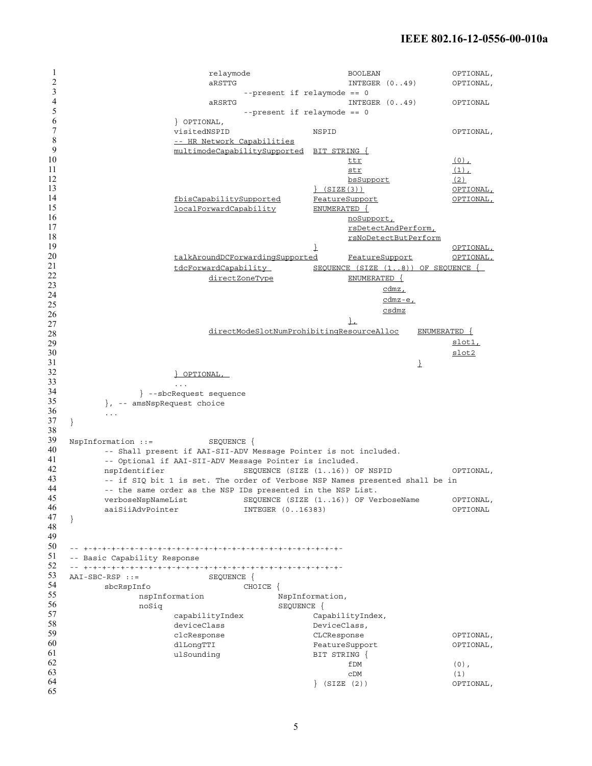```
                        relaymode                       BOOLEAN                 OPTIONAL,
                        aRSTTG                          INTEGER (0..49)         OPTIONAL,
                                --present if relaymode == 0
                        aRSRTG                          INTEGER (0..49)         OPTIONAL
                                --present if relaymode == 0
                } OPTIONAL,
                visitedNSPID                    NSPID                           OPTIONAL,
                -- HR Network Capabilities
                multimodeCapabilitySupported    BIT STRING {
                                                        ttr                     (0),
                                                        str                     (1),
                                                        bsSupport               (2)
                                                } (SIZE(3))                     OPTIONAL,
                fbisCapabilitySupported         FeatureSupport                  OPTIONAL,
                localForwardCapability          ENUMERATED {
                                                        noSupport,
                                                        rsDetectAndPerform,
                                                        rsNoDetectButPerform
                                                }                               OPTIONAL,
                talkAroundDCForwardingSupported         FeatureSupport          OPTIONAL,
                tdcForwardCapability            SEQUENCE (SIZE (1..8)) OF SEQUENCE {
                        directZoneType                  ENUMERATED {
                                                                cdmz,
                                                                cdmz-e,
                                                                csdmz
                                                        },
                        directModeSlotNumProhibitingResourceAlloc       ENUMERATED {
                                                                                slot1,
                                                                                slot2
                                                                        }
                } OPTIONAL,
                ...
        } --sbcRequest sequence
    }, -- amsNspRequest choice
    ...
}

NspInformation ::=              SEQUENCE {
    -- Shall present if AAI-SII-ADV Message Pointer is not included.
    -- Optional if AAI-SII-ADV Message Pointer is included.
    nspIdentifier               SEQUENCE (SIZE (1..16)) OF NSPID            OPTIONAL,
    -- if SIQ bit 1 is set. The order of Verbose NSP Names presented shall be in
    -- the same order as the NSP IDs presented in the NSP List.
    verboseNspNameList          SEQUENCE (SIZE (1..16)) OF VerboseName      OPTIONAL,
    aaiSiiAdvPointer            INTEGER (0..16383)                          OPTIONAL
}


-- +-+-+-+-+-+-+-+-+-+-+-+-+-+-+-+-+-+-+-+-+-+-+-+-+-+-+-+-+-+-
-- Basic Capability Response
-- +-+-+-+-+-+-+-+-+-+-+-+-+-+-+-+-+-+-+-+-+-+-+-+-+-+-+-+-+-+-
AAI-SBC-RSP ::=                 SEQUENCE {
    sbcRspInfo                          CHOICE {
            nspInformation                  NspInformation,
            noSiq                           SEQUENCE {
                    capabilityIndex                 CapabilityIndex,
                    deviceClass                     DeviceClass,
                    clcResponse                     CLCResponse                 OPTIONAL,
                    dlLongTTI                       FeatureSupport              OPTIONAL,
                    ulSounding                      BIT STRING {
                                                            fDM                 (0),
                                                            cDM                 (1)
                                                    } (SIZE (2))                OPTIONAL,
```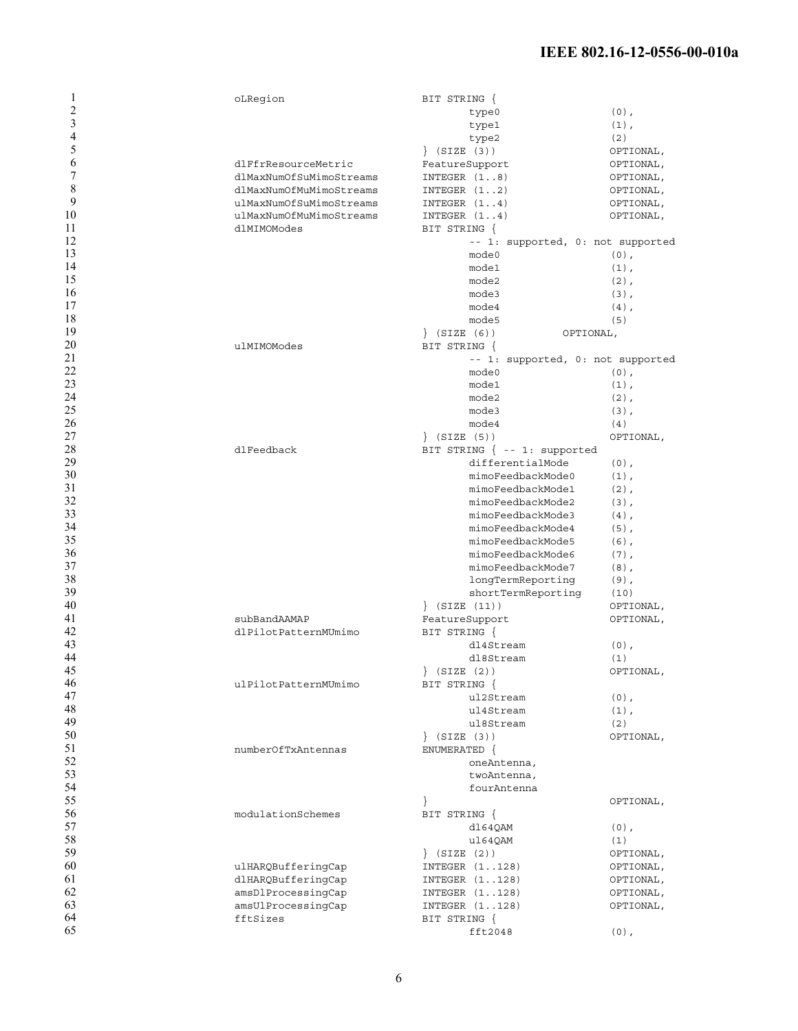```
oLRegion                    BIT STRING {
                                   type0                 (0),
                                   type1                 (1),
                                   type2                 (2)
                            } (SIZE (3))                 OPTIONAL,
dlFfrResourceMetric         FeatureSupport               OPTIONAL,
dlMaxNumOfSuMimoStreams     INTEGER (1..8)               OPTIONAL,
dlMaxNumOfMuMimoStreams     INTEGER (1..2)               OPTIONAL,
ulMaxNumOfSuMimoStreams     INTEGER (1..4)               OPTIONAL,
ulMaxNumOfMuMimoStreams     INTEGER (1..4)               OPTIONAL,
dlMIMOModes                 BIT STRING {
                                   -- 1: supported, 0: not supported
                                   mode0                 (0),
                                   mode1                 (1),
                                   mode2                 (2),
                                   mode3                 (3),
                                   mode4                 (4),
                                   mode5                 (5)
                            } (SIZE (6))          OPTIONAL,
ulMIMOModes                 BIT STRING {
                                   -- 1: supported, 0: not supported
                                   mode0                 (0),
                                   mode1                 (1),
                                   mode2                 (2),
                                   mode3                 (3),
                                   mode4                 (4)
                            } (SIZE (5))                 OPTIONAL,
dlFeedback                  BIT STRING { -- 1: supported
                                   differentialMode      (0),
                                   mimoFeedbackMode0     (1),
                                   mimoFeedbackMode1     (2),
                                   mimoFeedbackMode2     (3),
                                   mimoFeedbackMode3     (4),
                                   mimoFeedbackMode4     (5),
                                   mimoFeedbackMode5     (6),
                                   mimoFeedbackMode6     (7),
                                   mimoFeedbackMode7     (8),
                                   longTermReporting     (9),
                                   shortTermReporting    (10)
                            } (SIZE (11))                OPTIONAL,
subBandAAMAP                FeatureSupport               OPTIONAL,
dlPilotPatternMUmimo        BIT STRING {
                                   dl4Stream             (0),
                                   dl8Stream             (1)
                            } (SIZE (2))                 OPTIONAL,
ulPilotPatternMUmimo        BIT STRING {
                                   ul2Stream             (0),
                                   ul4Stream             (1),
                                   ul8Stream             (2)
                            } (SIZE (3))                 OPTIONAL,
numberOfTxAntennas          ENUMERATED {
                                   oneAntenna,
                                   twoAntenna,
                                   fourAntenna
                            }                            OPTIONAL,
modulationSchemes           BIT STRING {
                                   dl64QAM               (0),
                                   ul64QAM               (1)
                            } (SIZE (2))                 OPTIONAL,
ulHARQBufferingCap          INTEGER (1..128)             OPTIONAL,
dlHARQBufferingCap          INTEGER (1..128)             OPTIONAL,
amsDlProcessingCap          INTEGER (1..128)             OPTIONAL,
amsUlProcessingCap          INTEGER (1..128)             OPTIONAL,
fftSizes                    BIT STRING {
                                   fft2048               (0),
```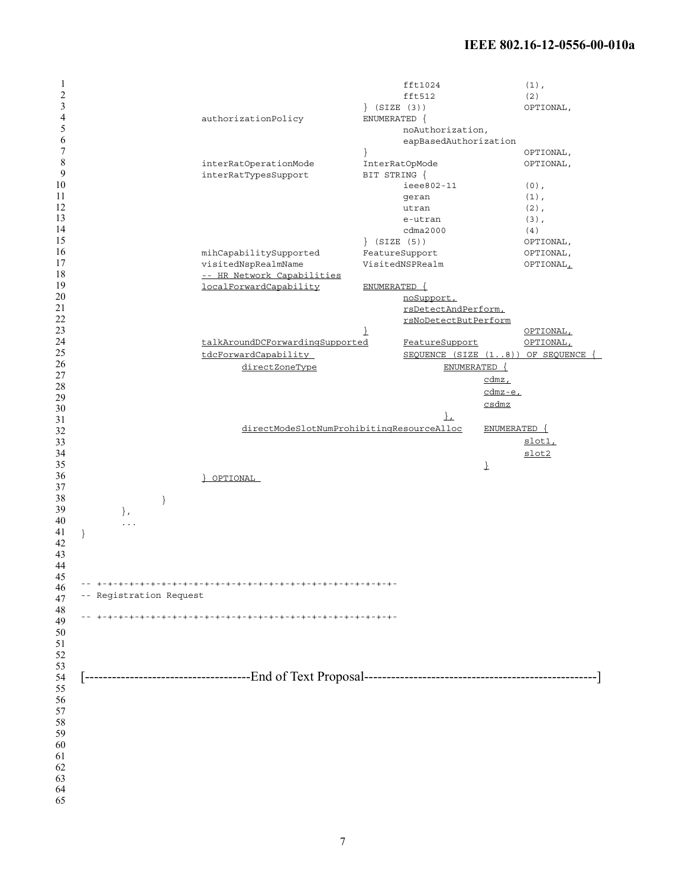```
                                                  fft1024                 (1),
                                                  fft512                  (2)
                                          } (SIZE (3))                    OPTIONAL,
                    authorizationPolicy   ENUMERATED {
                                                  noAuthorization,
                                                  eapBasedAuthorization
                                          }                               OPTIONAL,
                    interRatOperationMode InterRatOpMode                  OPTIONAL,
                    interRatTypesSupport  BIT STRING {
                                                  ieee802-11              (0),
                                                  geran                   (1),
                                                  utran                   (2),
                                                  e-utran                 (3),
                                                  cdma2000                (4)
                                          } (SIZE (5))                    OPTIONAL,
                    mihCapabilitySupported   FeatureSupport               OPTIONAL,
                    visitedNspRealmName      VisitedNSPRealm              OPTIONAL,
                    -- HR Network Capabilities
                    localForwardCapability   ENUMERATED {
                                                  noSupport,
                                                  rsDetectAndPerform,
                                                  rsNoDetectButPerform
                                          }                               OPTIONAL,
                    talkAroundDCForwardingSupported    FeatureSupport     OPTIONAL,
                    tdcForwardCapability               SEQUENCE (SIZE (1..8)) OF SEQUENCE {
                            directZoneType                     ENUMERATED {
                                                                       cdmz,
                                                                       cdmz-e,
                                                                       csdmz
                                                               },
                            directModeSlotNumProhibitingResourceAlloc   ENUMERATED {
                                                                               slot1,
                                                                               slot2
                                                                        }
                    } OPTIONAL

                }
        },
        ...
}



-- +-+-+-+-+-+-+-+-+-+-+-+-+-+-+-+-+-+-+-+-+-+-+-+-+-+-+-+-+-+-
-- Registration Request

-- +-+-+-+-+-+-+-+-+-+-+-+-+-+-+-+-+-+-+-+-+-+-+-+-+-+-+-+-+-+-
```

[------------------------------------End of Text Proposal---------------------------------------------------]